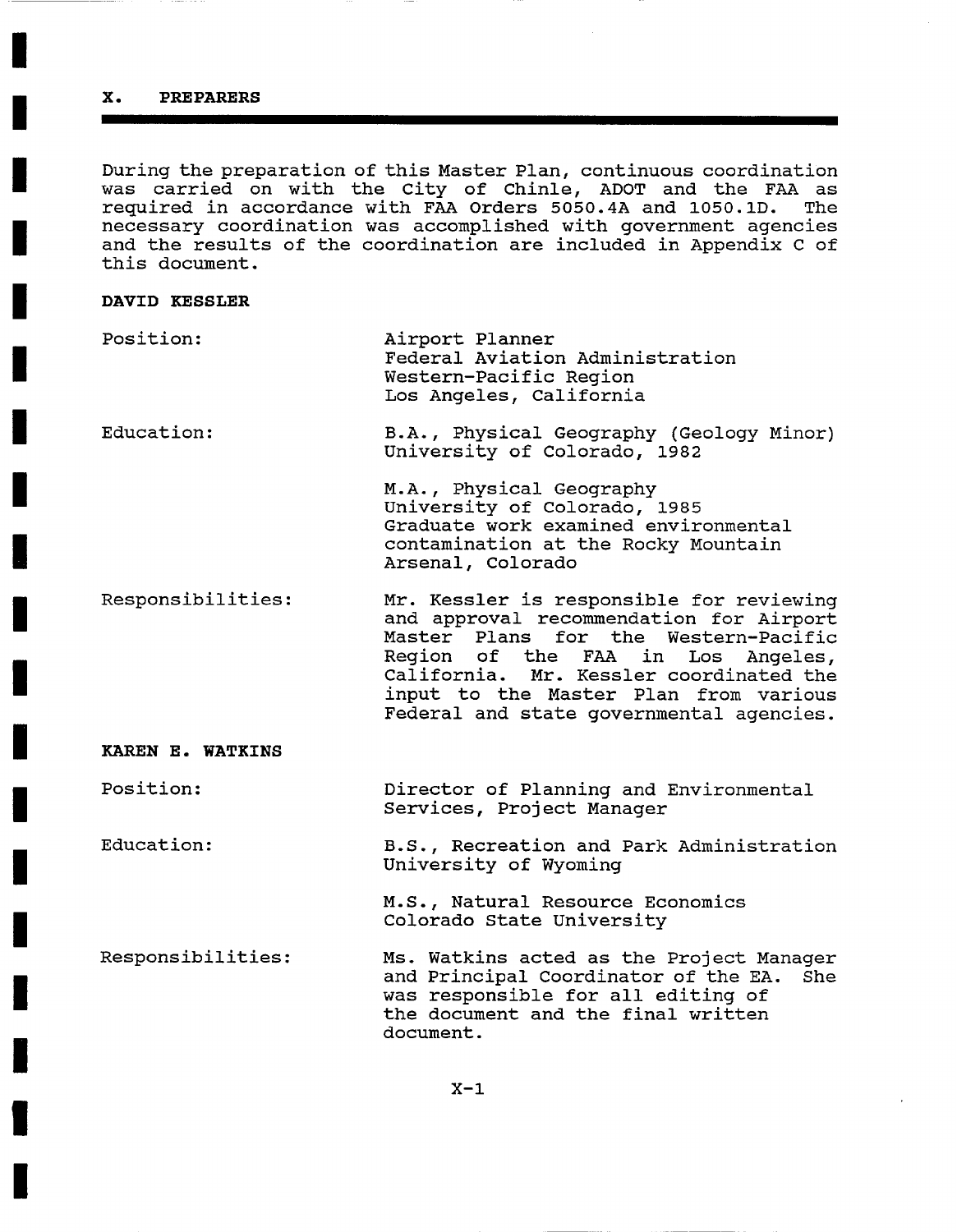## X. PREPARERS

During the preparation of this Master Plan, continuous coordination was carried on with the City of Chinle, ADOT and the FAA as required in accordance with FAA Orders 5050.4A and 1050.1D. The necessary coordination was accomplished with government agencies and the results of the coordination are included in Appendix C of this document.

**DAVID KESSLER**

Position: Airport Planner
Federal Aviation Administration
Western-Pacific Region
Los Angeles, California

Education: B.A., Physical Geography (Geology Minor)
University of Colorado, 1982

M.A., Physical Geography
University of Colorado, 1985
Graduate work examined environmental contamination at the Rocky Mountain Arsenal, Colorado

Responsibilities: Mr. Kessler is responsible for reviewing and approval recommendation for Airport Master Plans for the Western-Pacific Region of the FAA in Los Angeles, California. Mr. Kessler coordinated the input to the Master Plan from various Federal and state governmental agencies.

**KAREN E. WATKINS**

Position: Director of Planning and Environmental Services, Project Manager

Education: B.S., Recreation and Park Administration
University of Wyoming

M.S., Natural Resource Economics
Colorado State University

Responsibilities: Ms. Watkins acted as the Project Manager and Principal Coordinator of the EA. She was responsible for all editing of the document and the final written document.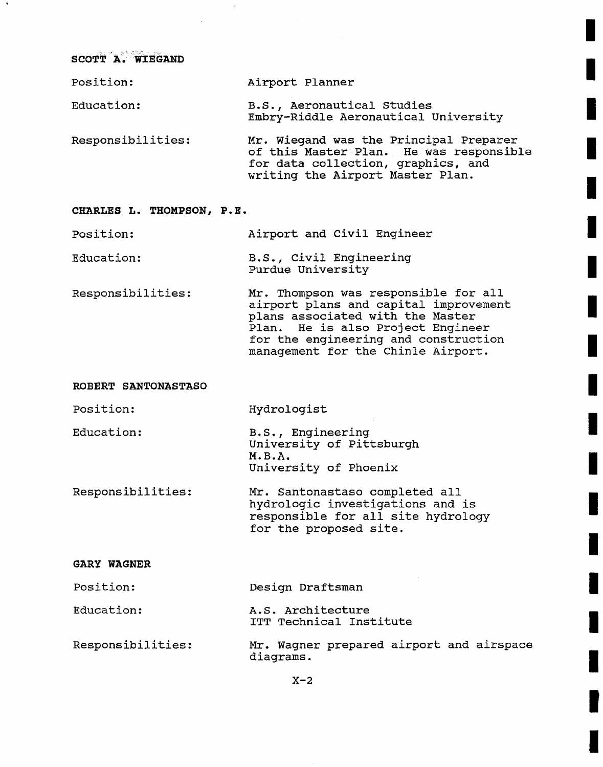**SCOTT A. WIEGAND**

Position: Airport Planner

Education: B.S., Aeronautical Studies
Embry-Riddle Aeronautical University

Responsibilities: Mr. Wiegand was the Principal Preparer of this Master Plan. He was responsible for data collection, graphics, and writing the Airport Master Plan.

**CHARLES L. THOMPSON, P.E.**

Position: Airport and Civil Engineer

Education: B.S., Civil Engineering
Purdue University

Responsibilities: Mr. Thompson was responsible for all airport plans and capital improvement plans associated with the Master Plan. He is also Project Engineer for the engineering and construction management for the Chinle Airport.

**ROBERT SANTONASTASO**

Position: Hydrologist

Education: B.S., Engineering
University of Pittsburgh
M.B.A.
University of Phoenix

Responsibilities: Mr. Santonastaso completed all hydrologic investigations and is responsible for all site hydrology for the proposed site.

**GARY WAGNER**

Position: Design Draftsman

Education: A.S. Architecture
ITT Technical Institute

Responsibilities: Mr. Wagner prepared airport and airspace diagrams.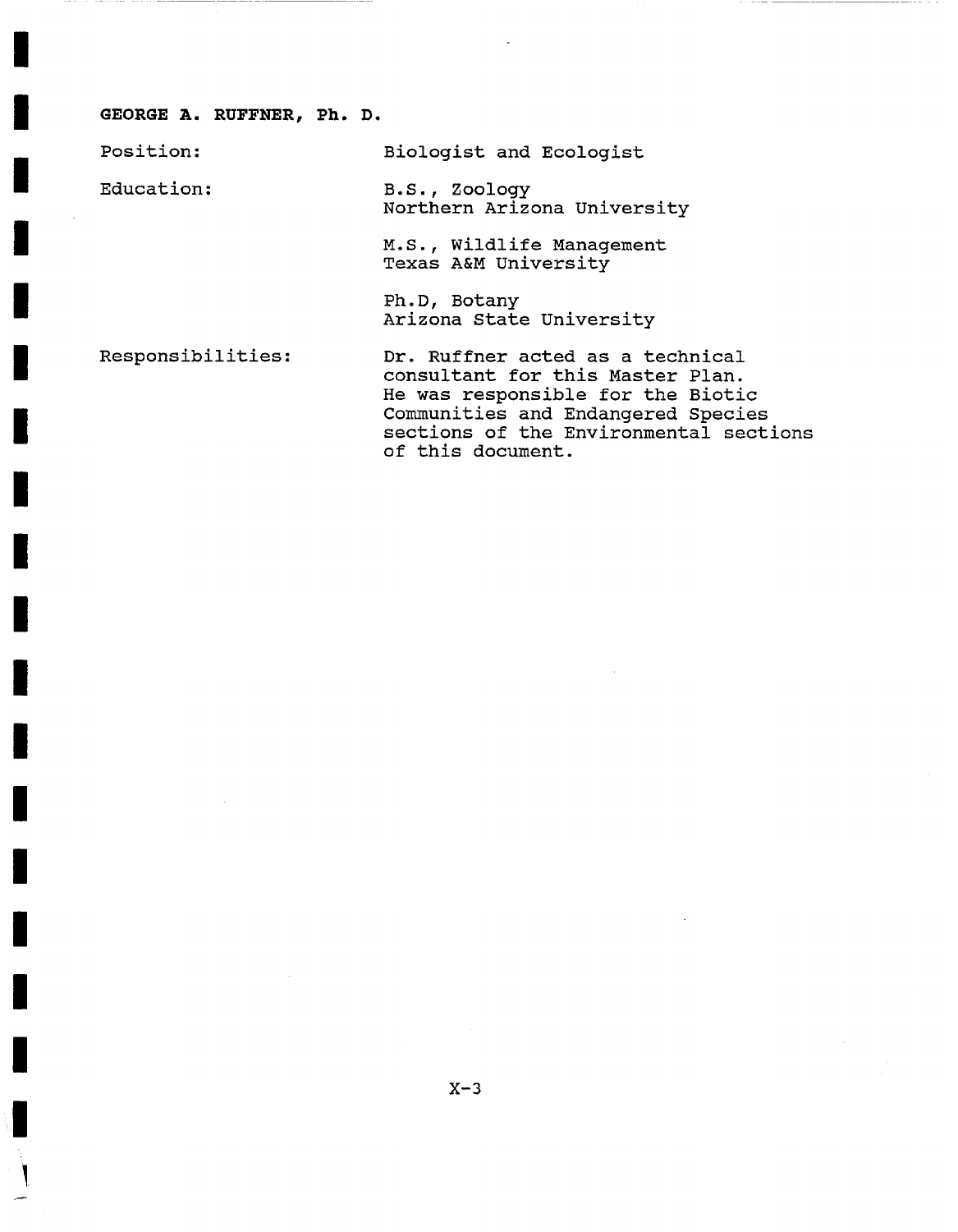**GEORGE A. RUFFNER, Ph. D.**

| | |
|---|---|
| Position: | Biologist and Ecologist |
| Education: | B.S., Zoology<br>Northern Arizona University<br><br>M.S., Wildlife Management<br>Texas A&M University<br><br>Ph.D, Botany<br>Arizona State University |
| Responsibilities: | Dr. Ruffner acted as a technical consultant for this Master Plan. He was responsible for the Biotic Communities and Endangered Species sections of the Environmental sections of this document. |